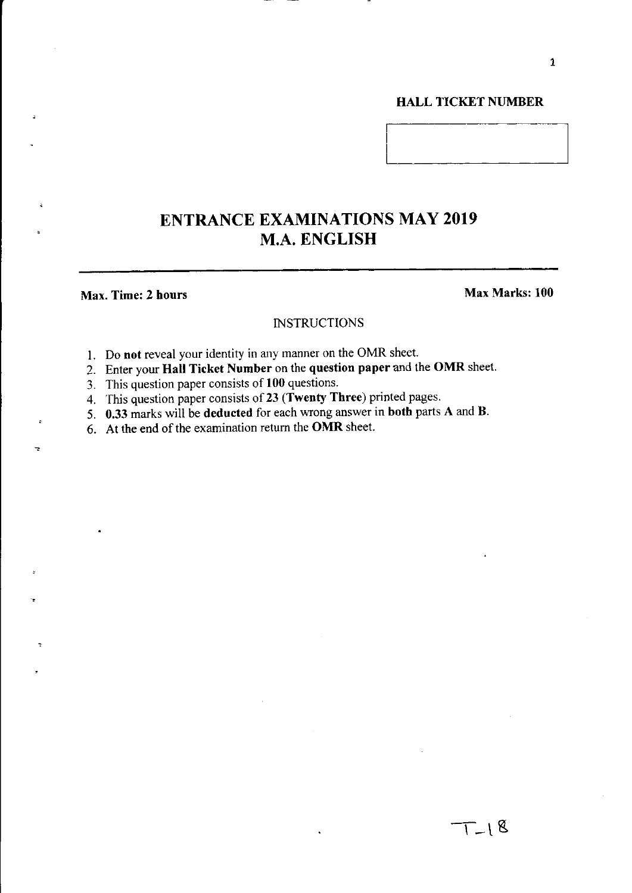**HALL TICKET NUMBER**

# ENTRANCE EXAMINATIONS MAY 2019
# M.A. ENGLISH

**Max. Time: 2 hours** **Max Marks: 100**

INSTRUCTIONS

1. Do **not** reveal your identity in any manner on the OMR sheet.
2. Enter your **Hall Ticket Number** on the **question paper** and the **OMR** sheet.
3. This question paper consists of **100** questions.
4. This question paper consists of **23 (Twenty Three)** printed pages.
5. **0.33** marks will be **deducted** for each wrong answer in **both** parts **A** and **B**.
6. At the end of the examination return the **OMR** sheet.

T-18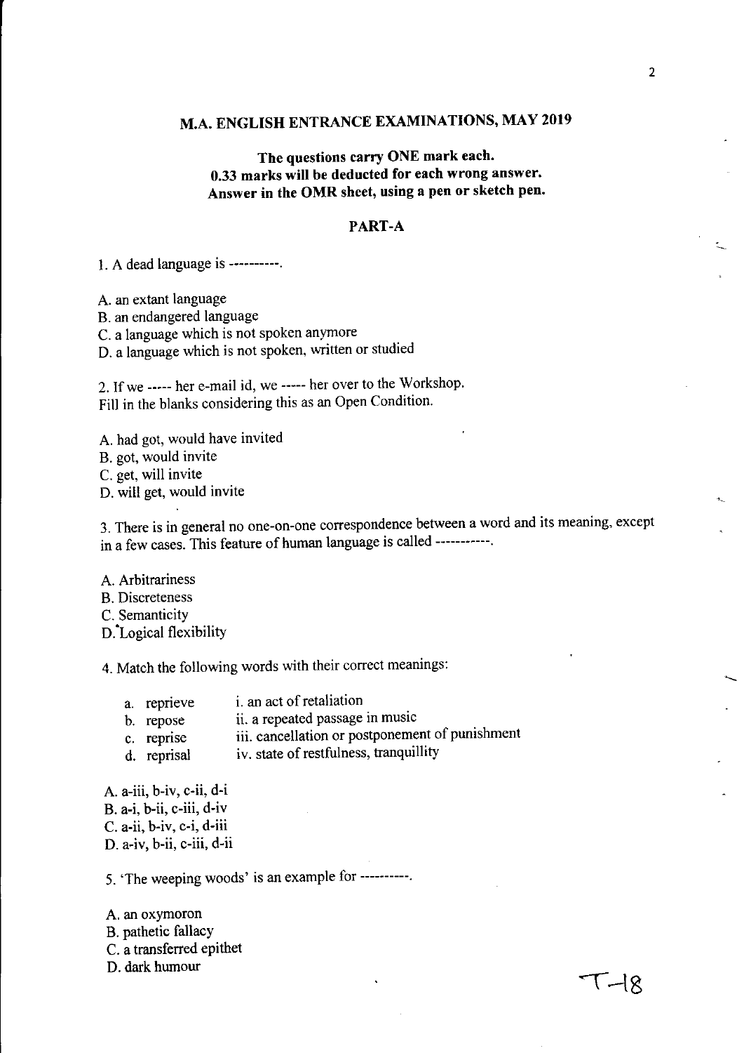# M.A. ENGLISH ENTRANCE EXAMINATIONS, MAY 2019

**The questions carry ONE mark each.**
**0.33 marks will be deducted for each wrong answer.**
**Answer in the OMR sheet, using a pen or sketch pen.**

## PART-A

1. A dead language is ----------.

A. an extant language
B. an endangered language
C. a language which is not spoken anymore
D. a language which is not spoken, written or studied

2. If we ----- her e-mail id, we ----- her over to the Workshop.
Fill in the blanks considering this as an Open Condition.

A. had got, would have invited
B. got, would invite
C. get, will invite
D. will get, would invite

3. There is in general no one-on-one correspondence between a word and its meaning, except in a few cases. This feature of human language is called -----------.

A. Arbitrariness
B. Discreteness
C. Semanticity
D. Logical flexibility

4. Match the following words with their correct meanings:

a. reprieve — i. an act of retaliation
b. repose — ii. a repeated passage in music
c. reprise — iii. cancellation or postponement of punishment
d. reprisal — iv. state of restfulness, tranquillity

A. a-iii, b-iv, c-ii, d-i
B. a-i, b-ii, c-iii, d-iv
C. a-ii, b-iv, c-i, d-iii
D. a-iv, b-ii, c-iii, d-ii

5. 'The weeping woods' is an example for ----------.

A. an oxymoron
B. pathetic fallacy
C. a transferred epithet
D. dark humour

T-18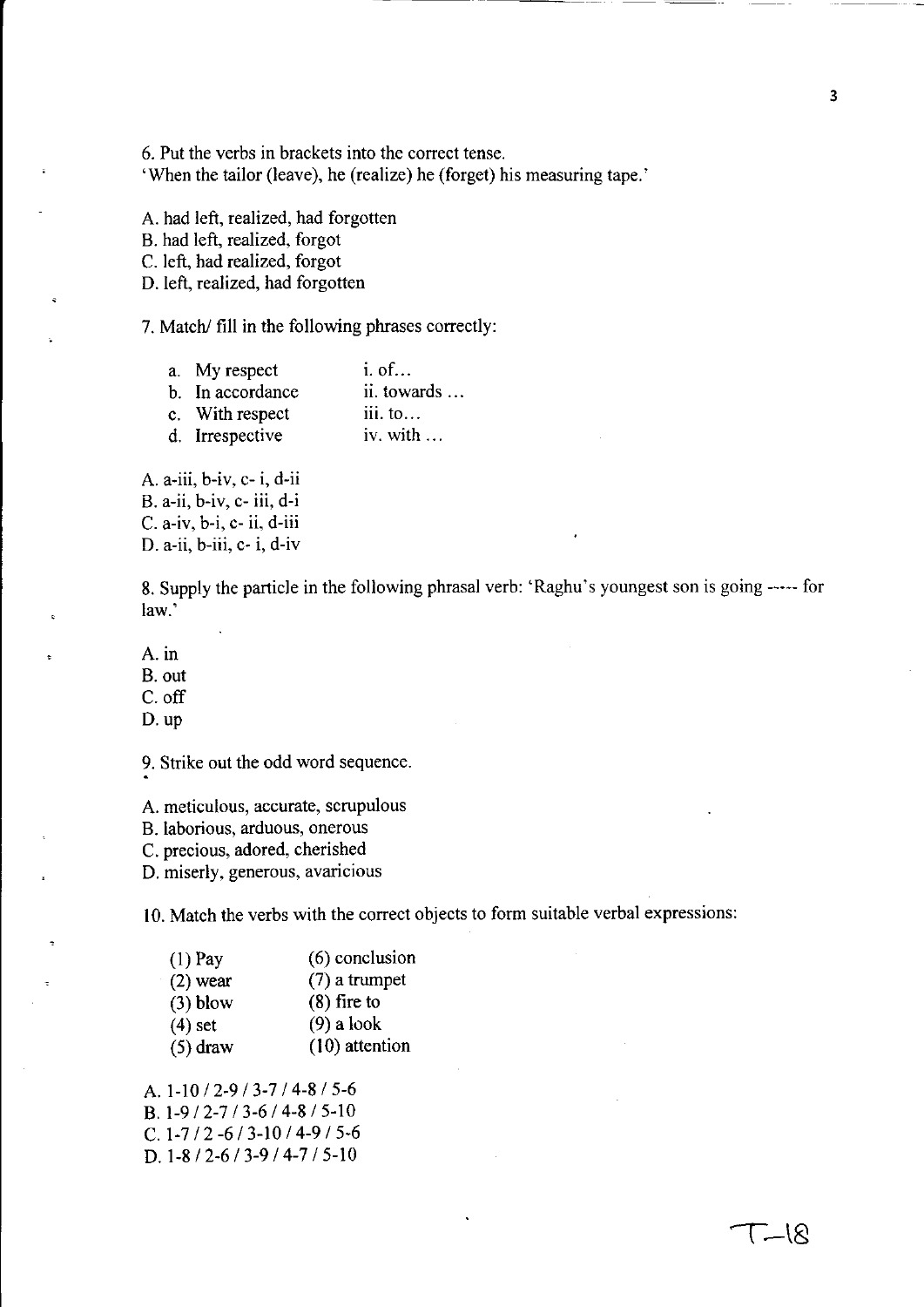6. Put the verbs in brackets into the correct tense.
'When the tailor (leave), he (realize) he (forget) his measuring tape.'

A. had left, realized, had forgotten
B. had left, realized, forgot
C. left, had realized, forgot
D. left, realized, had forgotten

7. Match/ fill in the following phrases correctly:

| | |
|---|---|
| a. My respect | i. of… |
| b. In accordance | ii. towards … |
| c. With respect | iii. to… |
| d. Irrespective | iv. with … |

A. a-iii, b-iv, c- i, d-ii
B. a-ii, b-iv, c- iii, d-i
C. a-iv, b-i, c- ii, d-iii
D. a-ii, b-iii, c- i, d-iv

8. Supply the particle in the following phrasal verb: 'Raghu's youngest son is going ----- for law.'

A. in
B. out
C. off
D. up

9. Strike out the odd word sequence.

A. meticulous, accurate, scrupulous
B. laborious, arduous, onerous
C. precious, adored, cherished
D. miserly, generous, avaricious

10. Match the verbs with the correct objects to form suitable verbal expressions:

| | |
|---|---|
| (1) Pay | (6) conclusion |
| (2) wear | (7) a trumpet |
| (3) blow | (8) fire to |
| (4) set | (9) a look |
| (5) draw | (10) attention |

A. 1-10 / 2-9 / 3-7 / 4-8 / 5-6
B. 1-9 / 2-7 / 3-6 / 4-8 / 5-10
C. 1-7 / 2 -6 / 3-10 / 4-9 / 5-6
D. 1-8 / 2-6 / 3-9 / 4-7 / 5-10

T-18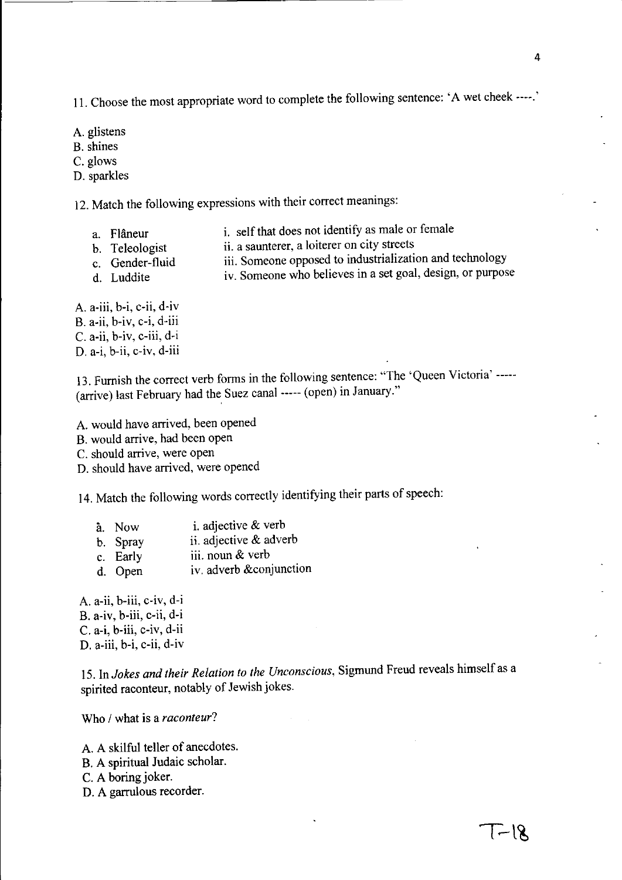11. Choose the most appropriate word to complete the following sentence: 'A wet cheek ----.'

A. glistens
B. shines
C. glows
D. sparkles

12. Match the following expressions with their correct meanings:

| | |
|---|---|
| a. Flâneur | i. self that does not identify as male or female |
| b. Teleologist | ii. a saunterer, a loiterer on city streets |
| c. Gender-fluid | iii. Someone opposed to industrialization and technology |
| d. Luddite | iv. Someone who believes in a set goal, design, or purpose |

A. a-iii, b-i, c-ii, d-iv
B. a-ii, b-iv, c-i, d-iii
C. a-ii, b-iv, c-iii, d-i
D. a-i, b-ii, c-iv, d-iii

13. Furnish the correct verb forms in the following sentence: "The 'Queen Victoria' ----- (arrive) last February had the Suez canal ----- (open) in January."

A. would have arrived, been opened
B. would arrive, had been open
C. should arrive, were open
D. should have arrived, were opened

14. Match the following words correctly identifying their parts of speech:

| | |
|---|---|
| a. Now | i. adjective & verb |
| b. Spray | ii. adjective & adverb |
| c. Early | iii. noun & verb |
| d. Open | iv. adverb &conjunction |

A. a-ii, b-iii, c-iv, d-i
B. a-iv, b-iii, c-ii, d-i
C. a-i, b-iii, c-iv, d-ii
D. a-iii, b-i, c-ii, d-iv

15. In *Jokes and their Relation to the Unconscious*, Sigmund Freud reveals himself as a spirited raconteur, notably of Jewish jokes.

Who / what is a *raconteur*?

A. A skilful teller of anecdotes.
B. A spiritual Judaic scholar.
C. A boring joker.
D. A garrulous recorder.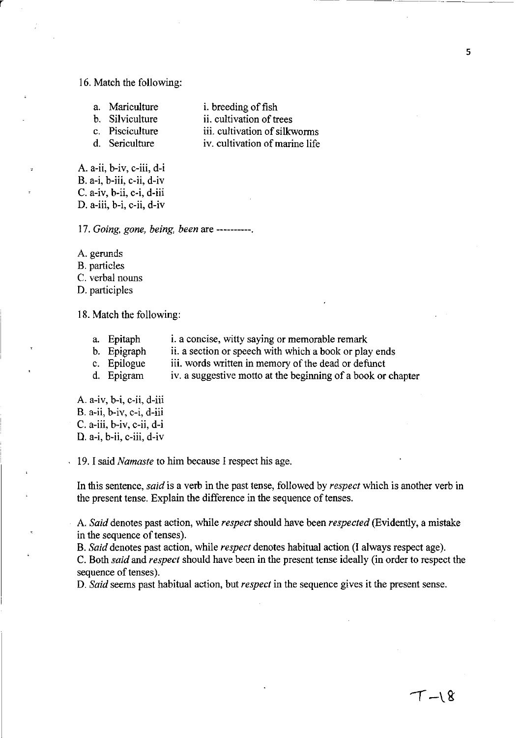16. Match the following:

| | |
|---|---|
| a. Mariculture | i. breeding of fish |
| b. Silviculture | ii. cultivation of trees |
| c. Pisciculture | iii. cultivation of silkworms |
| d. Sericulture | iv. cultivation of marine life |

A. a-ii, b-iv, c-iii, d-i
B. a-i, b-iii, c-ii, d-iv
C. a-iv, b-ii, c-i, d-iii
D. a-iii, b-i, c-ii, d-iv

17. *Going, gone, being, been* are ----------.

A. gerunds
B. particles
C. verbal nouns
D. participles

18. Match the following:

| | |
|---|---|
| a. Epitaph | i. a concise, witty saying or memorable remark |
| b. Epigraph | ii. a section or speech with which a book or play ends |
| c. Epilogue | iii. words written in memory of the dead or defunct |
| d. Epigram | iv. a suggestive motto at the beginning of a book or chapter |

A. a-iv, b-i, c-ii, d-iii
B. a-ii, b-iv, c-i, d-iii
C. a-iii, b-iv, c-ii, d-i
D. a-i, b-ii, c-iii, d-iv

19. I said *Namaste* to him because I respect his age.

In this sentence, *said* is a verb in the past tense, followed by *respect* which is another verb in the present tense. Explain the difference in the sequence of tenses.

A. *Said* denotes past action, while *respect* should have been *respected* (Evidently, a mistake in the sequence of tenses).
B. *Said* denotes past action, while *respect* denotes habitual action (I always respect age).
C. Both *said* and *respect* should have been in the present tense ideally (in order to respect the sequence of tenses).
D. *Said* seems past habitual action, but *respect* in the sequence gives it the present sense.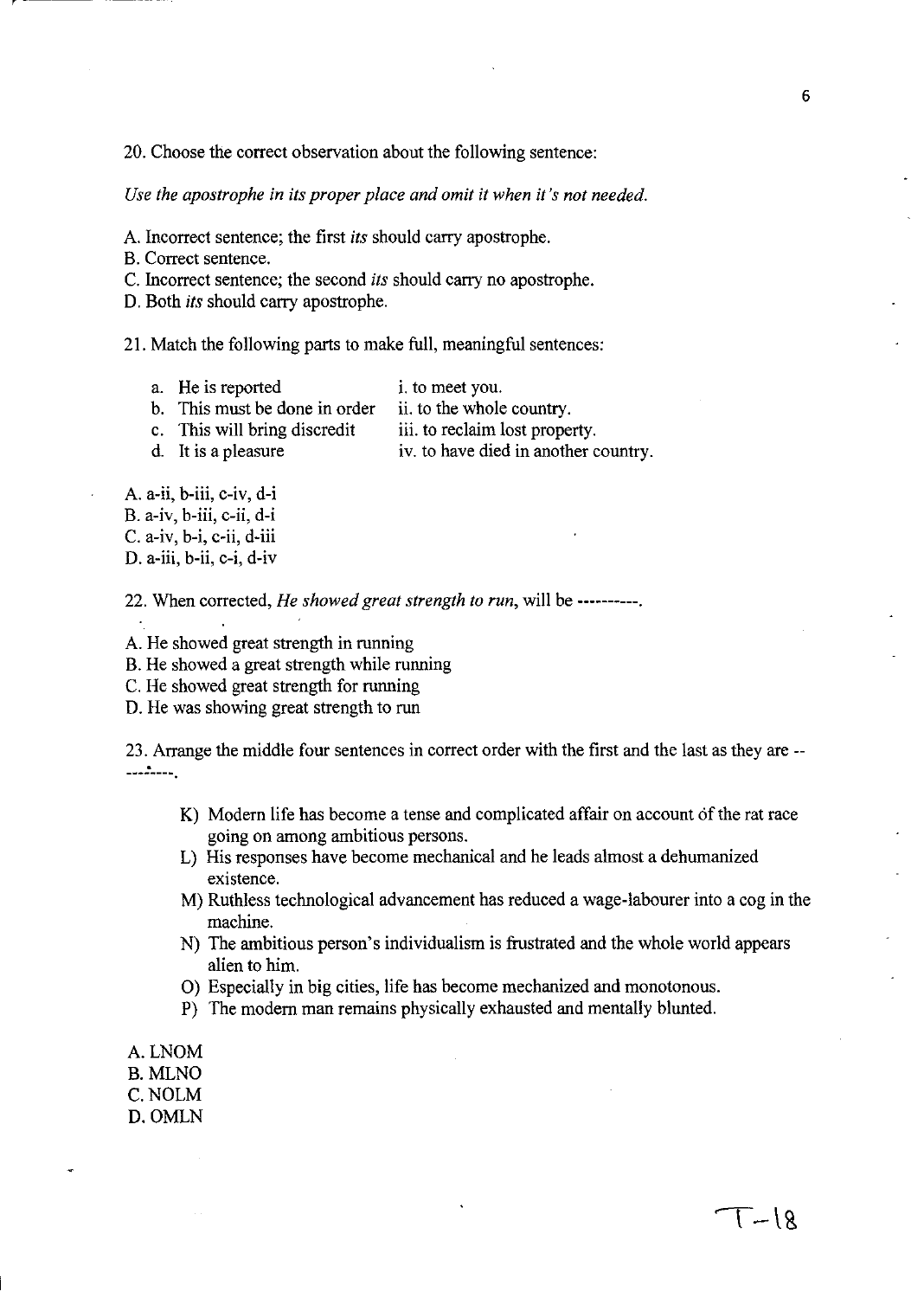20. Choose the correct observation about the following sentence:

*Use the apostrophe in its proper place and omit it when it's not needed.*

A. Incorrect sentence; the first *its* should carry apostrophe.
B. Correct sentence.
C. Incorrect sentence; the second *its* should carry no apostrophe.
D. Both *its* should carry apostrophe.

21. Match the following parts to make full, meaningful sentences:

| | |
|---|---|
| a. He is reported | i. to meet you. |
| b. This must be done in order | ii. to the whole country. |
| c. This will bring discredit | iii. to reclaim lost property. |
| d. It is a pleasure | iv. to have died in another country. |

A. a-ii, b-iii, c-iv, d-i
B. a-iv, b-iii, c-ii, d-i
C. a-iv, b-i, c-ii, d-iii
D. a-iii, b-ii, c-i, d-iv

22. When corrected, *He showed great strength to run*, will be ----------.

A. He showed great strength in running
B. He showed a great strength while running
C. He showed great strength for running
D. He was showing great strength to run

23. Arrange the middle four sentences in correct order with the first and the last as they are ----------.

K) Modern life has become a tense and complicated affair on account of the rat race going on among ambitious persons.
L) His responses have become mechanical and he leads almost a dehumanized existence.
M) Ruthless technological advancement has reduced a wage-labourer into a cog in the machine.
N) The ambitious person's individualism is frustrated and the whole world appears alien to him.
O) Especially in big cities, life has become mechanized and monotonous.
P) The modern man remains physically exhausted and mentally blunted.

A. LNOM
B. MLNO
C. NOLM
D. OMLN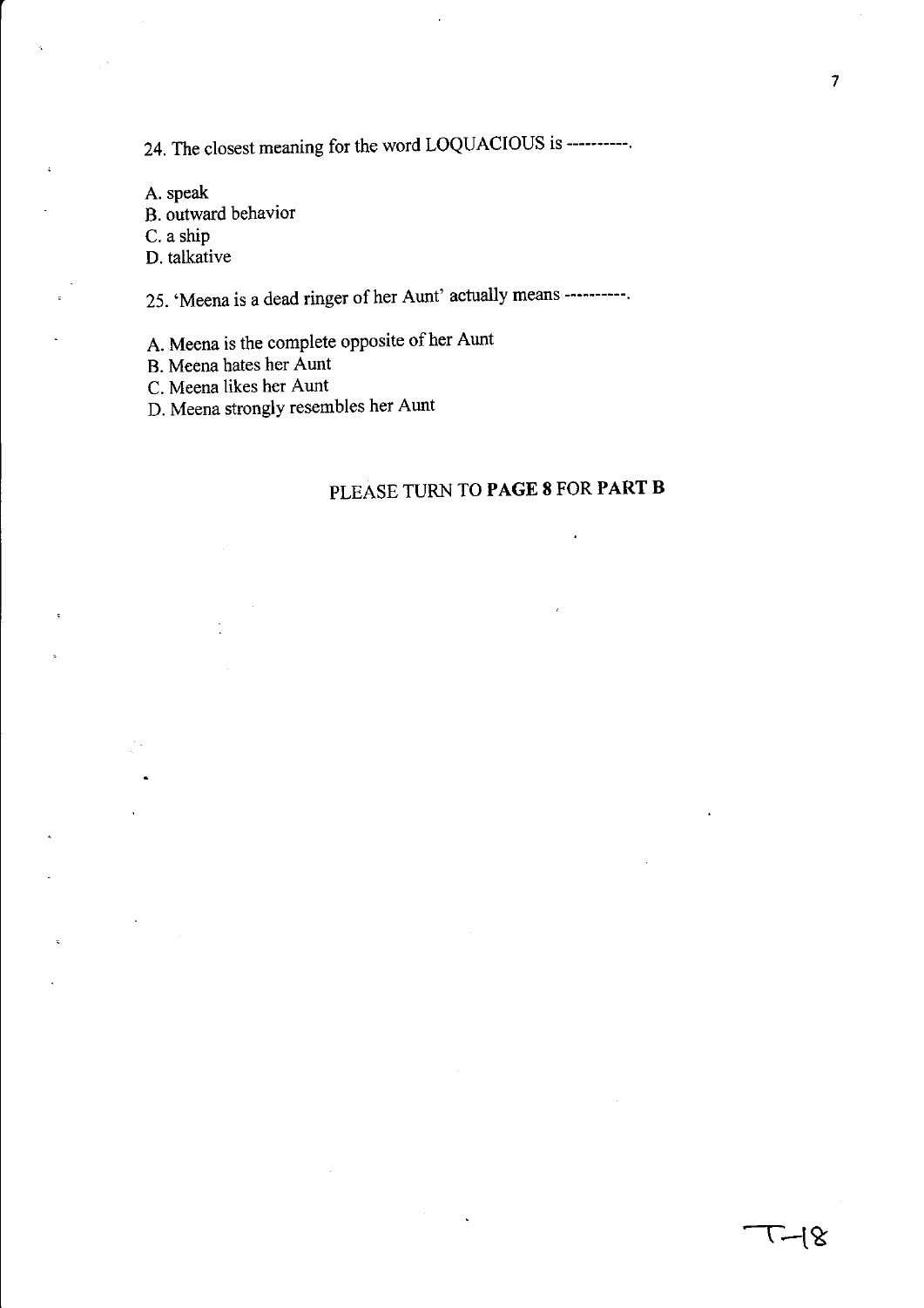24. The closest meaning for the word LOQUACIOUS is ----------.

A. speak
B. outward behavior
C. a ship
D. talkative

25. 'Meena is a dead ringer of her Aunt' actually means ----------.

A. Meena is the complete opposite of her Aunt
B. Meena hates her Aunt
C. Meena likes her Aunt
D. Meena strongly resembles her Aunt

PLEASE TURN TO **PAGE 8** FOR **PART B**

T-18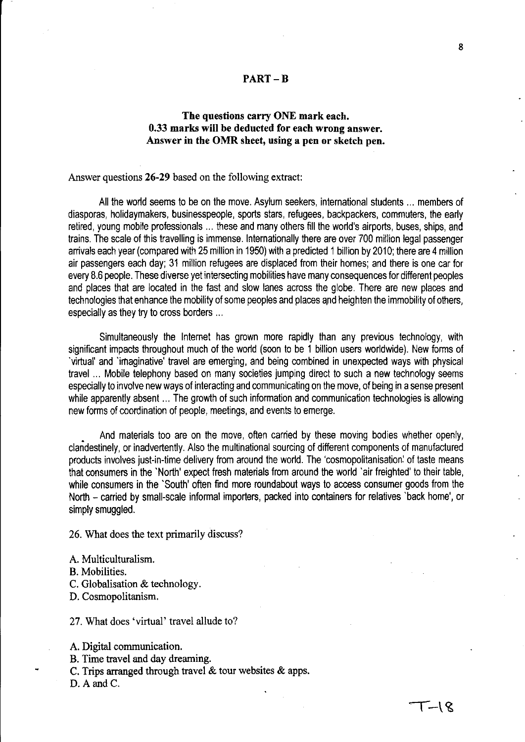## PART – B

**The questions carry ONE mark each.**
**0.33 marks will be deducted for each wrong answer.**
**Answer in the OMR sheet, using a pen or sketch pen.**

Answer questions **26-29** based on the following extract:

All the world seems to be on the move. Asylum seekers, international students ... members of diasporas, holidaymakers, businesspeople, sports stars, refugees, backpackers, commuters, the early retired, young mobile professionals ... these and many others fill the world's airports, buses, ships, and trains. The scale of this travelling is immense. Internationally there are over 700 million legal passenger arrivals each year (compared with 25 million in 1950) with a predicted 1 billion by 2010; there are 4 million air passengers each day; 31 million refugees are displaced from their homes; and there is one car for every 8.6 people. These diverse yet intersecting mobilities have many consequences for different peoples and places that are located in the fast and slow lanes across the globe. There are new places and technologies that enhance the mobility of some peoples and places and heighten the immobility of others, especially as they try to cross borders ...

Simultaneously the Internet has grown more rapidly than any previous technology, with significant impacts throughout much of the world (soon to be 1 billion users worldwide). New forms of 'virtual' and 'imaginative' travel are emerging, and being combined in unexpected ways with physical travel ... Mobile telephony based on many societies jumping direct to such a new technology seems especially to involve new ways of interacting and communicating on the move, of being in a sense present while apparently absent ... The growth of such information and communication technologies is allowing new forms of coordination of people, meetings, and events to emerge.

And materials too are on the move, often carried by these moving bodies whether openly, clandestinely, or inadvertently. Also the multinational sourcing of different components of manufactured products involves just-in-time delivery from around the world. The 'cosmopolitanisation' of taste means that consumers in the 'North' expect fresh materials from around the world 'air freighted' to their table, while consumers in the 'South' often find more roundabout ways to access consumer goods from the North – carried by small-scale informal importers, packed into containers for relatives 'back home', or simply smuggled.

26. What does the text primarily discuss?

A. Multiculturalism.
B. Mobilities.
C. Globalisation & technology.
D. Cosmopolitanism.

27. What does 'virtual' travel allude to?

A. Digital communication.
B. Time travel and day dreaming.
C. Trips arranged through travel & tour websites & apps.
D. A and C.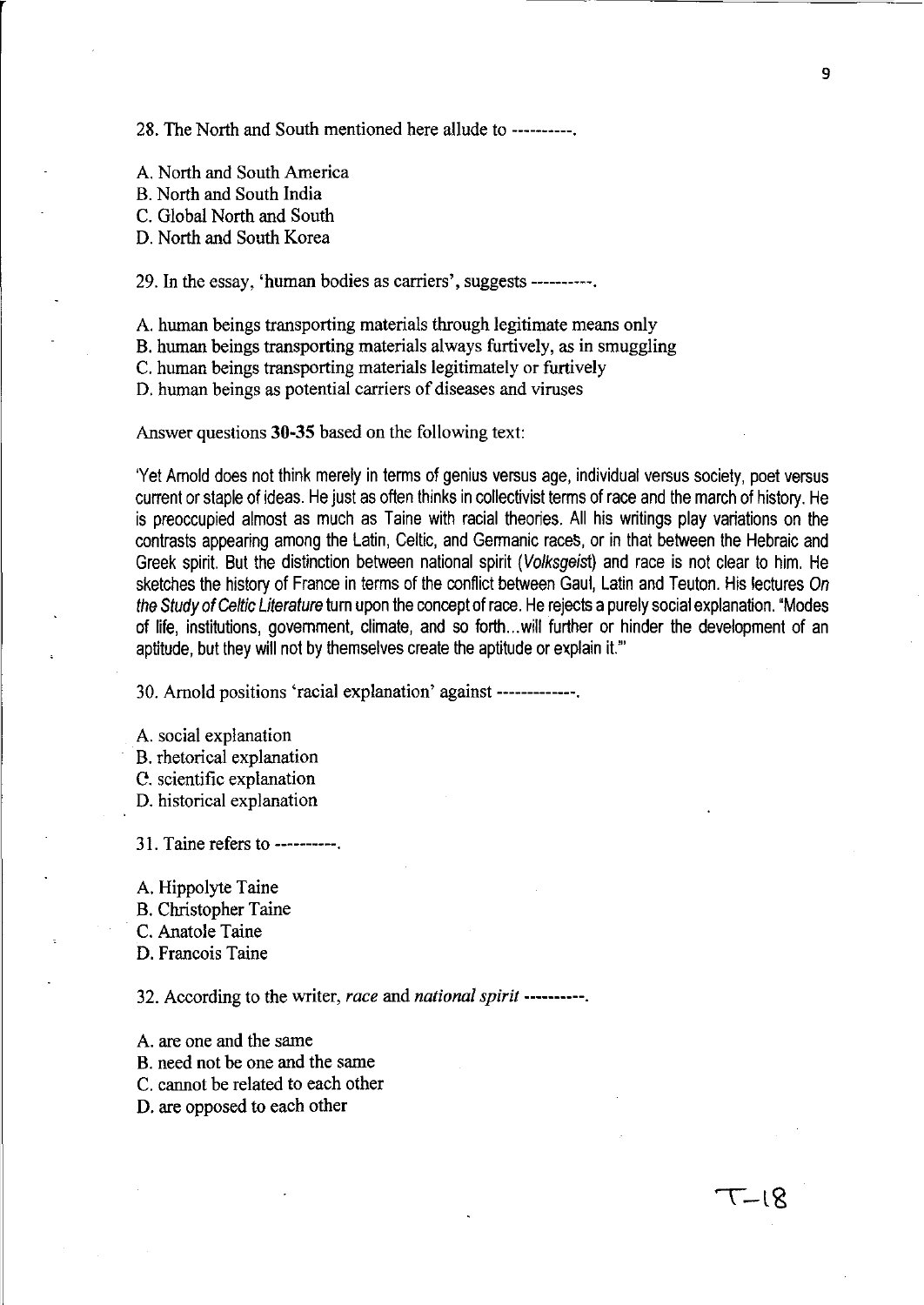28. The North and South mentioned here allude to ----------.

A. North and South America
B. North and South India
C. Global North and South
D. North and South Korea

29. In the essay, 'human bodies as carriers', suggests ----------.

A. human beings transporting materials through legitimate means only
B. human beings transporting materials always furtively, as in smuggling
C. human beings transporting materials legitimately or furtively
D. human beings as potential carriers of diseases and viruses

Answer questions **30-35** based on the following text:

'Yet Arnold does not think merely in terms of genius versus age, individual versus society, poet versus current or staple of ideas. He just as often thinks in collectivist terms of race and the march of history. He is preoccupied almost as much as Taine with racial theories. All his writings play variations on the contrasts appearing among the Latin, Celtic, and Germanic races, or in that between the Hebraic and Greek spirit. But the distinction between national spirit (*Volksgeist*) and race is not clear to him. He sketches the history of France in terms of the conflict between Gaul, Latin and Teuton. His lectures *On the Study of Celtic Literature* turn upon the concept of race. He rejects a purely social explanation. "Modes of life, institutions, government, climate, and so forth...will further or hinder the development of an aptitude, but they will not by themselves create the aptitude or explain it."'

30. Arnold positions 'racial explanation' against -------------.

A. social explanation
B. rhetorical explanation
C. scientific explanation
D. historical explanation

31. Taine refers to ----------.

A. Hippolyte Taine
B. Christopher Taine
C. Anatole Taine
D. Francois Taine

32. According to the writer, *race* and *national spirit* ----------.

A. are one and the same
B. need not be one and the same
C. cannot be related to each other
D. are opposed to each other

T-18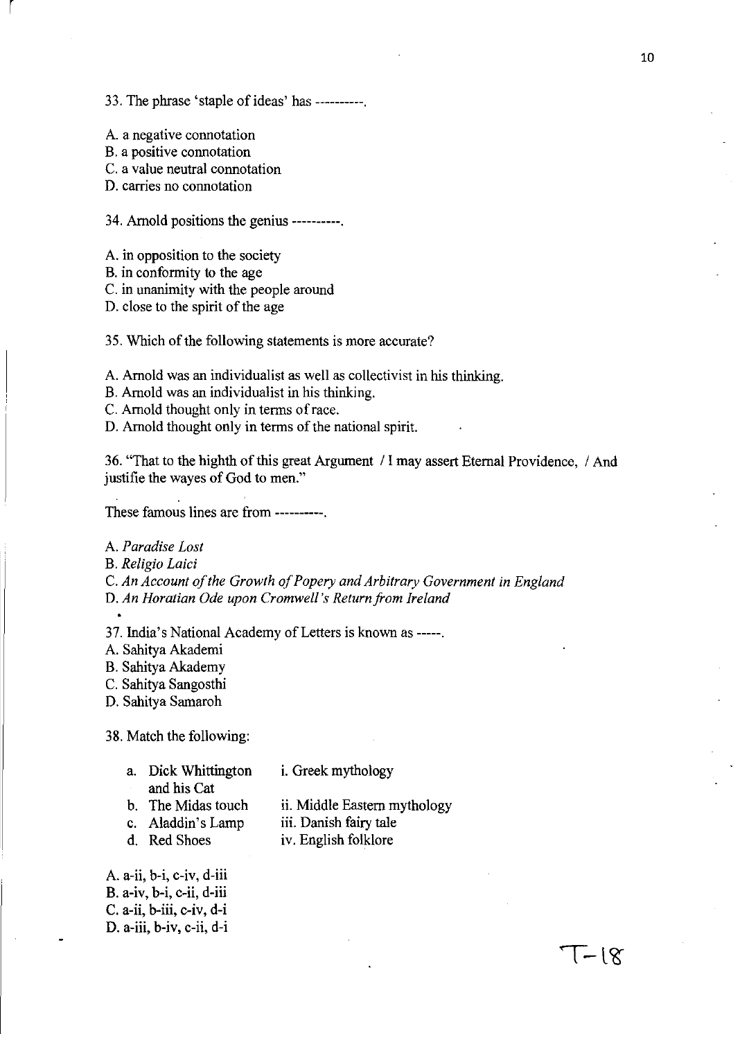33. The phrase 'staple of ideas' has ----------.

A. a negative connotation
B. a positive connotation
C. a value neutral connotation
D. carries no connotation

34. Arnold positions the genius ----------.

A. in opposition to the society
B. in conformity to the age
C. in unanimity with the people around
D. close to the spirit of the age

35. Which of the following statements is more accurate?

A. Arnold was an individualist as well as collectivist in his thinking.
B. Arnold was an individualist in his thinking.
C. Arnold thought only in terms of race.
D. Arnold thought only in terms of the national spirit.

36. "That to the highth of this great Argument / I may assert Eternal Providence, / And justifie the wayes of God to men."

These famous lines are from ----------.

A. *Paradise Lost*
B. *Religio Laici*
C. *An Account of the Growth of Popery and Arbitrary Government in England*
D. *An Horatian Ode upon Cromwell's Return from Ireland*

37. India's National Academy of Letters is known as -----.
A. Sahitya Akademi
B. Sahitya Akademy
C. Sahitya Sangosthi
D. Sahitya Samaroh

38. Match the following:

| | |
|---|---|
| a. Dick Whittington and his Cat | i. Greek mythology |
| b. The Midas touch | ii. Middle Eastern mythology |
| c. Aladdin's Lamp | iii. Danish fairy tale |
| d. Red Shoes | iv. English folklore |

A. a-ii, b-i, c-iv, d-iii
B. a-iv, b-i, c-ii, d-iii
C. a-ii, b-iii, c-iv, d-i
D. a-iii, b-iv, c-ii, d-i

T-18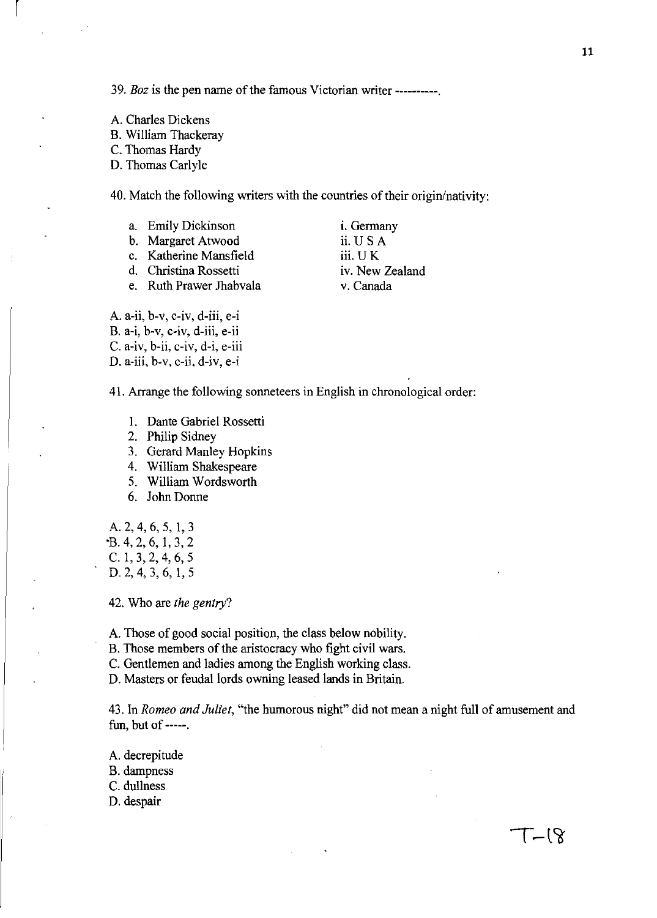39. *Boz* is the pen name of the famous Victorian writer ----------.

A. Charles Dickens
B. William Thackeray
C. Thomas Hardy
D. Thomas Carlyle

40. Match the following writers with the countries of their origin/nativity:

| | |
|---|---|
| a. Emily Dickinson | i. Germany |
| b. Margaret Atwood | ii. U S A |
| c. Katherine Mansfield | iii. U K |
| d. Christina Rossetti | iv. New Zealand |
| e. Ruth Prawer Jhabvala | v. Canada |

A. a-ii, b-v, c-iv, d-iii, e-i
B. a-i, b-v, c-iv, d-iii, e-ii
C. a-iv, b-ii, c-iv, d-i, e-iii
D. a-iii, b-v, c-ii, d-iv, e-i

41. Arrange the following sonneteers in English in chronological order:

1. Dante Gabriel Rossetti
2. Philip Sidney
3. Gerard Manley Hopkins
4. William Shakespeare
5. William Wordsworth
6. John Donne

A. 2, 4, 6, 5, 1, 3
B. 4, 2, 6, 1, 3, 2
C. 1, 3, 2, 4, 6, 5
D. 2, 4, 3, 6, 1, 5

42. Who are *the gentry*?

A. Those of good social position, the class below nobility.
B. Those members of the aristocracy who fight civil wars.
C. Gentlemen and ladies among the English working class.
D. Masters or feudal lords owning leased lands in Britain.

43. In *Romeo and Juliet*, "the humorous night" did not mean a night full of amusement and fun, but of -----.

A. decrepitude
B. dampness
C. dullness
D. despair

T-18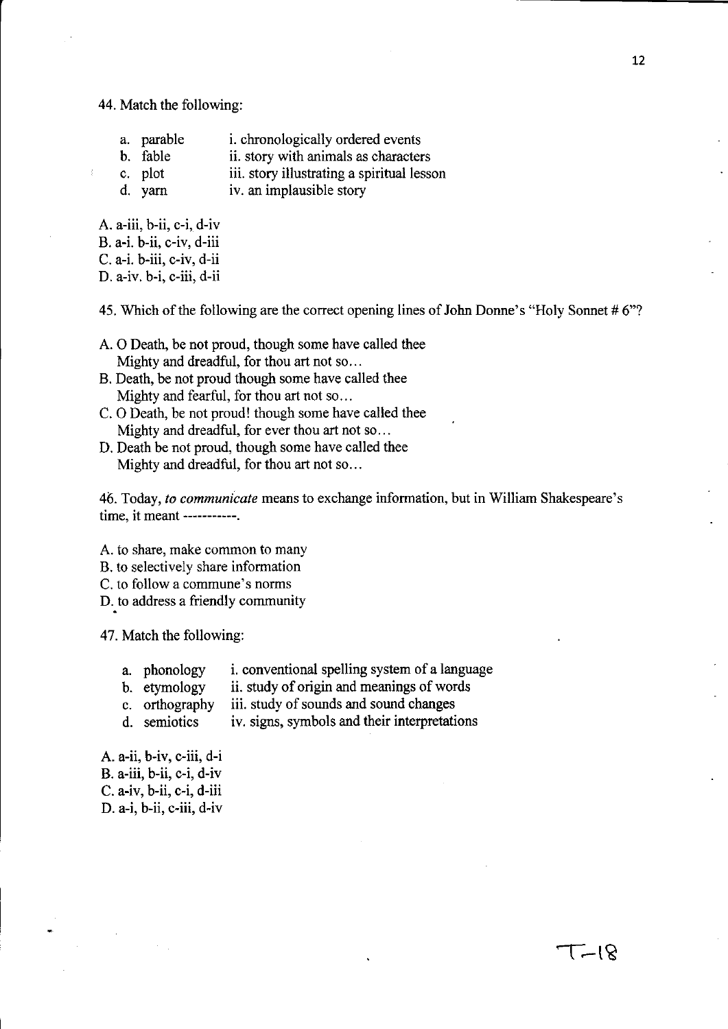44. Match the following:

a. parable — i. chronologically ordered events
b. fable — ii. story with animals as characters
c. plot — iii. story illustrating a spiritual lesson
d. yarn — iv. an implausible story

A. a-iii, b-ii, c-i, d-iv
B. a-i. b-ii, c-iv, d-iii
C. a-i. b-iii, c-iv, d-ii
D. a-iv. b-i, c-iii, d-ii

45. Which of the following are the correct opening lines of John Donne's "Holy Sonnet # 6"?

A. O Death, be not proud, though some have called thee
Mighty and dreadful, for thou art not so…
B. Death, be not proud though some have called thee
Mighty and fearful, for thou art not so…
C. O Death, be not proud! though some have called thee
Mighty and dreadful, for ever thou art not so…
D. Death be not proud, though some have called thee
Mighty and dreadful, for thou art not so…

46. Today, *to communicate* means to exchange information, but in William Shakespeare's time, it meant -----------.

A. to share, make common to many
B. to selectively share information
C. to follow a commune's norms
D. to address a friendly community

47. Match the following:

a. phonology — i. conventional spelling system of a language
b. etymology — ii. study of origin and meanings of words
c. orthography — iii. study of sounds and sound changes
d. semiotics — iv. signs, symbols and their interpretations

A. a-ii, b-iv, c-iii, d-i
B. a-iii, b-ii, c-i, d-iv
C. a-iv, b-ii, c-i, d-iii
D. a-i, b-ii, c-iii, d-iv

T-18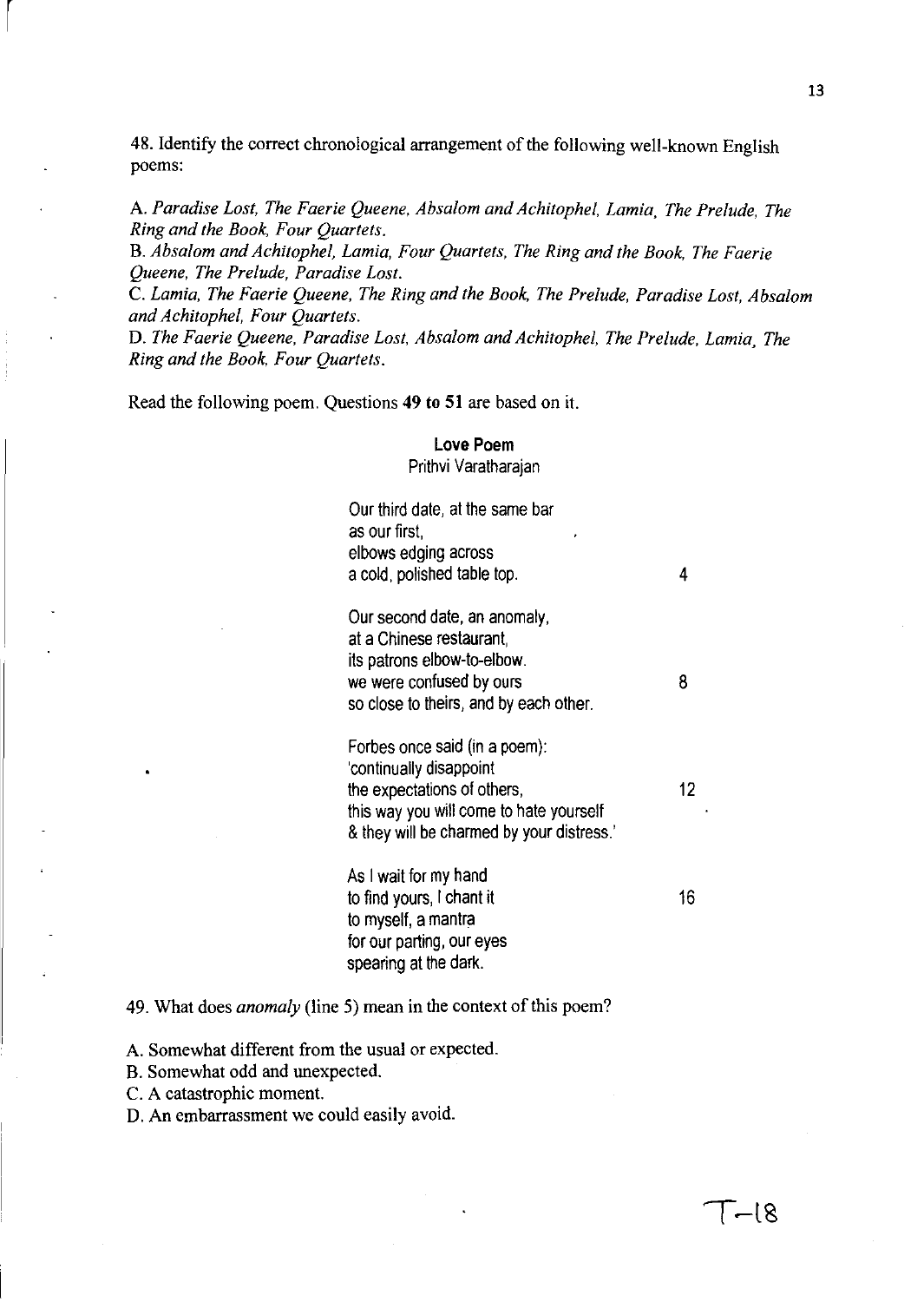48. Identify the correct chronological arrangement of the following well-known English poems:

A. *Paradise Lost, The Faerie Queene, Absalom and Achitophel, Lamia, The Prelude, The Ring and the Book, Four Quartets.*
B. *Absalom and Achitophel, Lamia, Four Quartets, The Ring and the Book, The Faerie Queene, The Prelude, Paradise Lost.*
C. *Lamia, The Faerie Queene, The Ring and the Book, The Prelude, Paradise Lost, Absalom and Achitophel, Four Quartets.*
D. *The Faerie Queene, Paradise Lost, Absalom and Achitophel, The Prelude, Lamia, The Ring and the Book, Four Quartets.*

Read the following poem. Questions **49 to 51** are based on it.

**Love Poem**
Prithvi Varatharajan

Our third date, at the same bar
as our first,
elbows edging across
a cold, polished table top. 4

Our second date, an anomaly,
at a Chinese restaurant,
its patrons elbow-to-elbow.
we were confused by ours 8
so close to theirs, and by each other.

Forbes once said (in a poem):
'continually disappoint
the expectations of others, 12
this way you will come to hate yourself
& they will be charmed by your distress.'

As I wait for my hand
to find yours, I chant it 16
to myself, a mantra
for our parting, our eyes
spearing at the dark.

49. What does *anomaly* (line 5) mean in the context of this poem?

A. Somewhat different from the usual or expected.
B. Somewhat odd and unexpected.
C. A catastrophic moment.
D. An embarrassment we could easily avoid.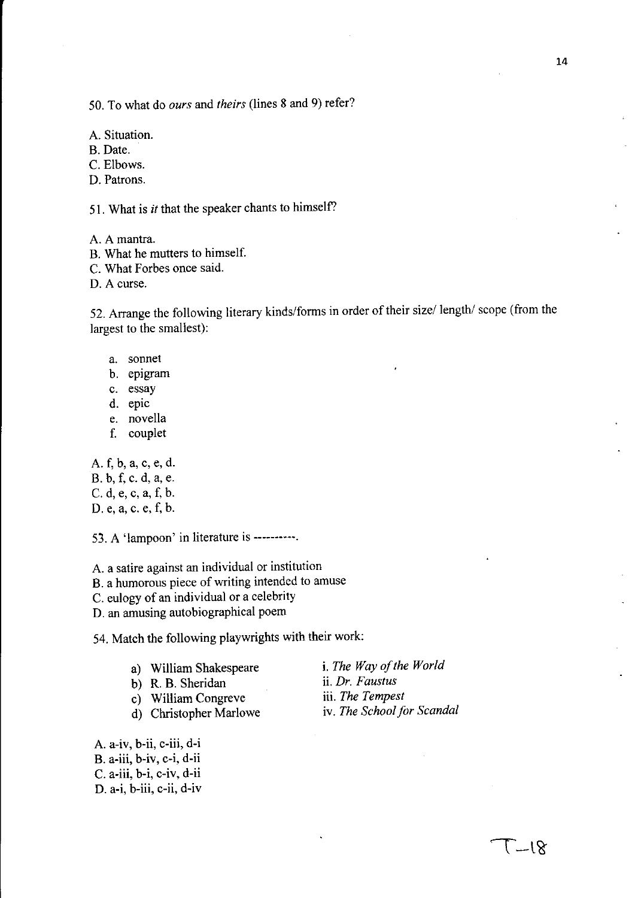50. To what do *ours* and *theirs* (lines 8 and 9) refer?

A. Situation.
B. Date.
C. Elbows.
D. Patrons.

51. What is *it* that the speaker chants to himself?

A. A mantra.
B. What he mutters to himself.
C. What Forbes once said.
D. A curse.

52. Arrange the following literary kinds/forms in order of their size/ length/ scope (from the largest to the smallest):

a. sonnet
b. epigram
c. essay
d. epic
e. novella
f. couplet

A. f, b, a, c, e, d.
B. b, f, c. d, a, e.
C. d, e, c, a, f, b.
D. e, a, c. e, f, b.

53. A 'lampoon' in literature is ----------.

A. a satire against an individual or institution
B. a humorous piece of writing intended to amuse
C. eulogy of an individual or a celebrity
D. an amusing autobiographical poem

54. Match the following playwrights with their work:

a) William Shakespeare — i. *The Way of the World*
b) R. B. Sheridan — ii. *Dr. Faustus*
c) William Congreve — iii. *The Tempest*
d) Christopher Marlowe — iv. *The School for Scandal*

A. a-iv, b-ii, c-iii, d-i
B. a-iii, b-iv, c-i, d-ii
C. a-iii, b-i, c-iv, d-ii
D. a-i, b-iii, c-ii, d-iv

T-18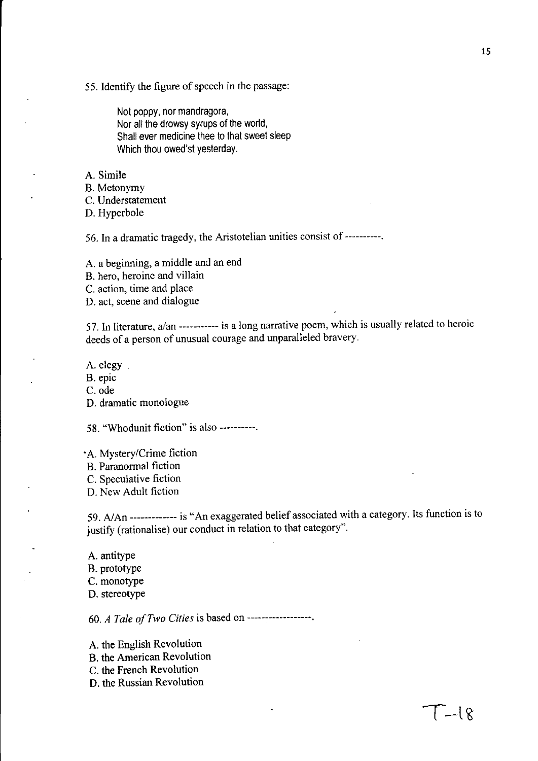55. Identify the figure of speech in the passage:

> Not poppy, nor mandragora,
> Nor all the drowsy syrups of the world,
> Shall ever medicine thee to that sweet sleep
> Which thou owed'st yesterday.

A. Simile
B. Metonymy
C. Understatement
D. Hyperbole

56. In a dramatic tragedy, the Aristotelian unities consist of ----------.

A. a beginning, a middle and an end
B. hero, heroine and villain
C. action, time and place
D. act, scene and dialogue

57. In literature, a/an ----------- is a long narrative poem, which is usually related to heroic deeds of a person of unusual courage and unparalleled bravery.

A. elegy
B. epic
C. ode
D. dramatic monologue

58. "Whodunit fiction" is also ----------.

A. Mystery/Crime fiction
B. Paranormal fiction
C. Speculative fiction
D. New Adult fiction

59. A/An ------------- is "An exaggerated belief associated with a category. Its function is to justify (rationalise) our conduct in relation to that category".

A. antitype
B. prototype
C. monotype
D. stereotype

60. *A Tale of Two Cities* is based on -----------------.

A. the English Revolution
B. the American Revolution
C. the French Revolution
D. the Russian Revolution

T-18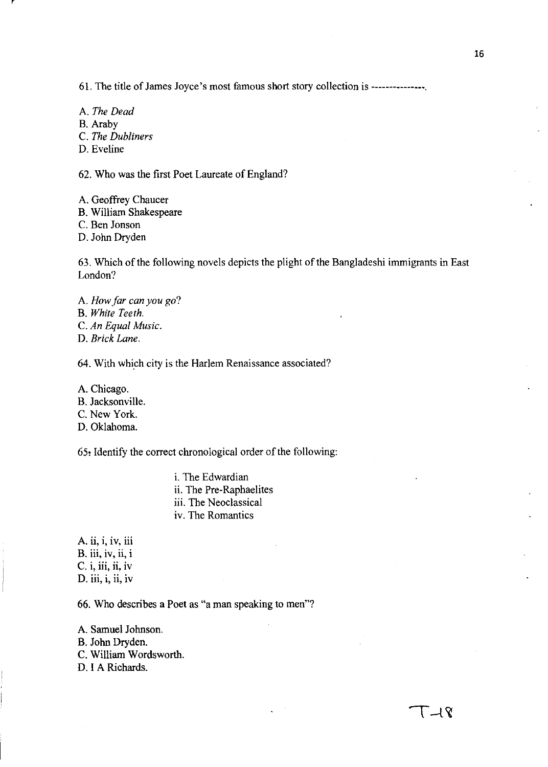61. The title of James Joyce's most famous short story collection is ---------------.

A. *The Dead*
B. Araby
C. *The Dubliners*
D. Eveline

62. Who was the first Poet Laureate of England?

A. Geoffrey Chaucer
B. William Shakespeare
C. Ben Jonson
D. John Dryden

63. Which of the following novels depicts the plight of the Bangladeshi immigrants in East London?

A. *How far can you go?*
B. *White Teeth.*
C. *An Equal Music.*
D. *Brick Lane.*

64. With which city is the Harlem Renaissance associated?

A. Chicago.
B. Jacksonville.
C. New York.
D. Oklahoma.

65. Identify the correct chronological order of the following:

i. The Edwardian
ii. The Pre-Raphaelites
iii. The Neoclassical
iv. The Romantics

A. ii, i, iv, iii
B. iii, iv, ii, i
C. i, iii, ii, iv
D. iii, i, ii, iv

66. Who describes a Poet as "a man speaking to men"?

A. Samuel Johnson.
B. John Dryden.
C. William Wordsworth.
D. I A Richards.

T-18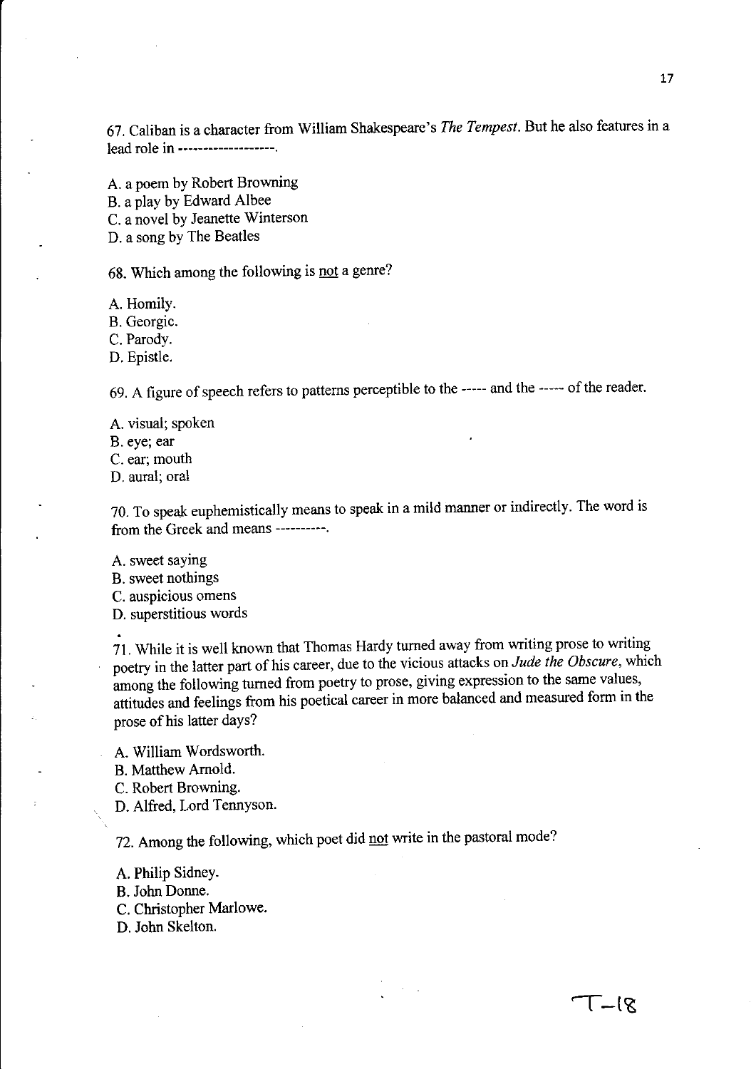67. Caliban is a character from William Shakespeare's *The Tempest*. But he also features in a lead role in -------------------.

A. a poem by Robert Browning
B. a play by Edward Albee
C. a novel by Jeanette Winterson
D. a song by The Beatles

68. Which among the following is not a genre?

A. Homily.
B. Georgic.
C. Parody.
D. Epistle.

69. A figure of speech refers to patterns perceptible to the ----- and the ----- of the reader.

A. visual; spoken
B. eye; ear
C. ear; mouth
D. aural; oral

70. To speak euphemistically means to speak in a mild manner or indirectly. The word is from the Greek and means ----------.

A. sweet saying
B. sweet nothings
C. auspicious omens
D. superstitious words

71. While it is well known that Thomas Hardy turned away from writing prose to writing poetry in the latter part of his career, due to the vicious attacks on *Jude the Obscure*, which among the following turned from poetry to prose, giving expression to the same values, attitudes and feelings from his poetical career in more balanced and measured form in the prose of his latter days?

A. William Wordsworth.
B. Matthew Arnold.
C. Robert Browning.
D. Alfred, Lord Tennyson.

72. Among the following, which poet did not write in the pastoral mode?

A. Philip Sidney.
B. John Donne.
C. Christopher Marlowe.
D. John Skelton.

T-18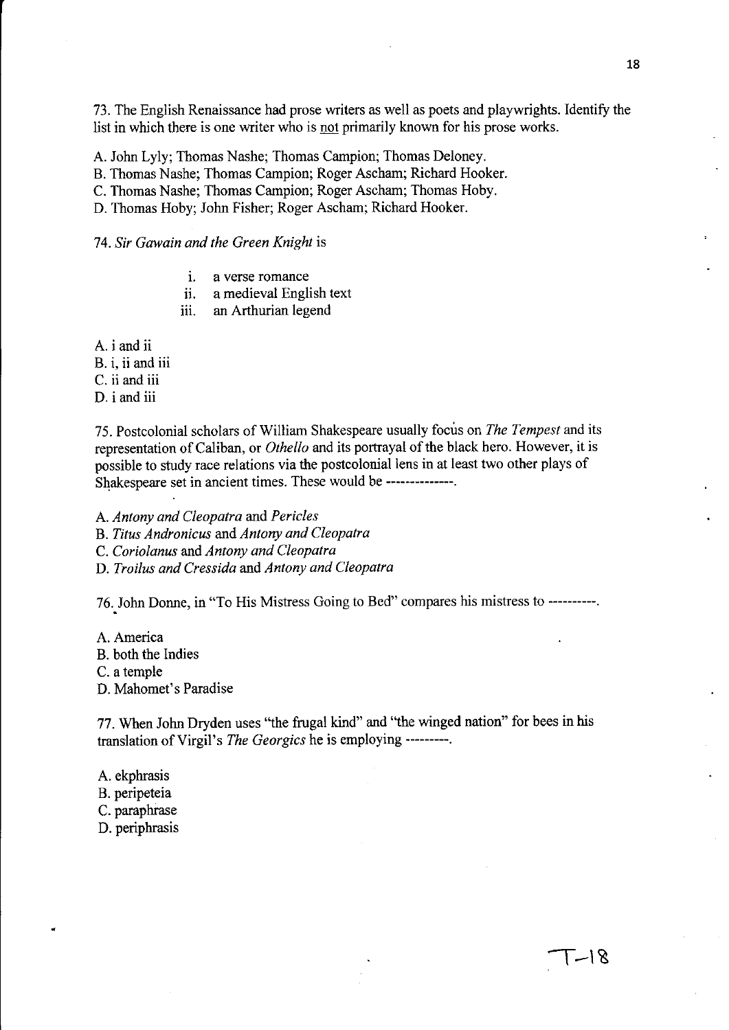73. The English Renaissance had prose writers as well as poets and playwrights. Identify the list in which there is one writer who is <u>not</u> primarily known for his prose works.

A. John Lyly; Thomas Nashe; Thomas Campion; Thomas Deloney.
B. Thomas Nashe; Thomas Campion; Roger Ascham; Richard Hooker.
C. Thomas Nashe; Thomas Campion; Roger Ascham; Thomas Hoby.
D. Thomas Hoby; John Fisher; Roger Ascham; Richard Hooker.

74. *Sir Gawain and the Green Knight* is

i. a verse romance
ii. a medieval English text
iii. an Arthurian legend

A. i and ii
B. i, ii and iii
C. ii and iii
D. i and iii

75. Postcolonial scholars of William Shakespeare usually focus on *The Tempest* and its representation of Caliban, or *Othello* and its portrayal of the black hero. However, it is possible to study race relations via the postcolonial lens in at least two other plays of Shakespeare set in ancient times. These would be --------------.

A. *Antony and Cleopatra* and *Pericles*
B. *Titus Andronicus* and *Antony and Cleopatra*
C. *Coriolanus* and *Antony and Cleopatra*
D. *Troilus and Cressida* and *Antony and Cleopatra*

76. John Donne, in "To His Mistress Going to Bed" compares his mistress to ----------.

A. America
B. both the Indies
C. a temple
D. Mahomet's Paradise

77. When John Dryden uses "the frugal kind" and "the winged nation" for bees in his translation of Virgil's *The Georgics* he is employing ---------.

A. ekphrasis
B. peripeteia
C. paraphrase
D. periphrasis

T-18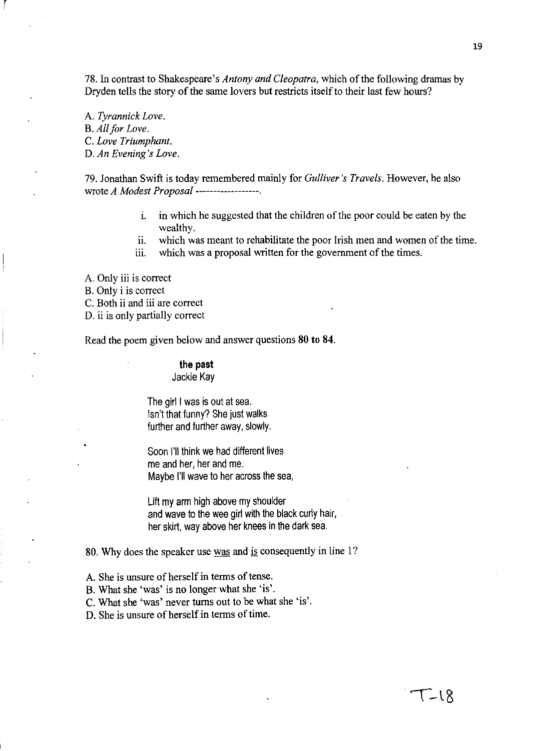78. In contrast to Shakespeare's *Antony and Cleopatra*, which of the following dramas by Dryden tells the story of the same lovers but restricts itself to their last few hours?

A. *Tyrannick Love*.
B. *All for Love*.
C. *Love Triumphant*.
D. *An Evening's Love*.

79. Jonathan Swift is today remembered mainly for *Gulliver's Travels*. However, he also wrote *A Modest Proposal* ------------------.

i. in which he suggested that the children of the poor could be eaten by the wealthy.
ii. which was meant to rehabilitate the poor Irish men and women of the time.
iii. which was a proposal written for the government of the times.

A. Only iii is correct
B. Only i is correct
C. Both ii and iii are correct
D. ii is only partially correct

Read the poem given below and answer questions **80 to 84**.

**the past**
Jackie Kay

The girl I was is out at sea.
Isn't that funny? She just walks
further and further away, slowly.

Soon I'll think we had different lives
me and her, her and me.
Maybe I'll wave to her across the sea,

Lift my arm high above my shoulder
and wave to the wee girl with the black curly hair,
her skirt, way above her knees in the dark sea.

80. Why does the speaker use <u>was</u> and <u>is</u> consequently in line 1?

A. She is unsure of herself in terms of tense.
B. What she 'was' is no longer what she 'is'.
C. What she 'was' never turns out to be what she 'is'.
D. She is unsure of herself in terms of time.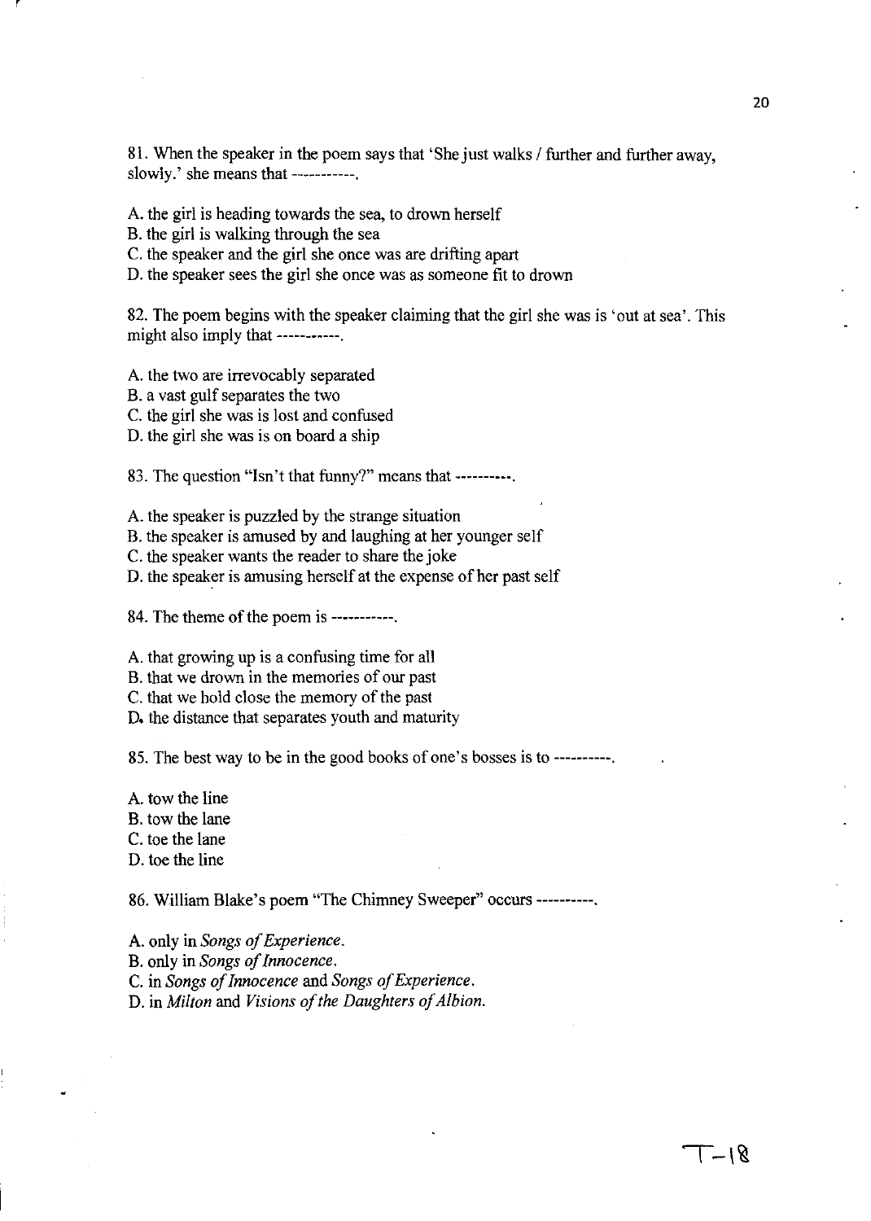81. When the speaker in the poem says that 'She just walks / further and further away, slowly.' she means that -----------.

A. the girl is heading towards the sea, to drown herself
B. the girl is walking through the sea
C. the speaker and the girl she once was are drifting apart
D. the speaker sees the girl she once was as someone fit to drown

82. The poem begins with the speaker claiming that the girl she was is 'out at sea'. This might also imply that -----------.

A. the two are irrevocably separated
B. a vast gulf separates the two
C. the girl she was is lost and confused
D. the girl she was is on board a ship

83. The question "Isn't that funny?" means that ----------.

A. the speaker is puzzled by the strange situation
B. the speaker is amused by and laughing at her younger self
C. the speaker wants the reader to share the joke
D. the speaker is amusing herself at the expense of her past self

84. The theme of the poem is -----------.

A. that growing up is a confusing time for all
B. that we drown in the memories of our past
C. that we hold close the memory of the past
D. the distance that separates youth and maturity

85. The best way to be in the good books of one's bosses is to ----------.

A. tow the line
B. tow the lane
C. toe the lane
D. toe the line

86. William Blake's poem "The Chimney Sweeper" occurs ----------.

A. only in *Songs of Experience*.
B. only in *Songs of Innocence*.
C. in *Songs of Innocence* and *Songs of Experience*.
D. in *Milton* and *Visions of the Daughters of Albion*.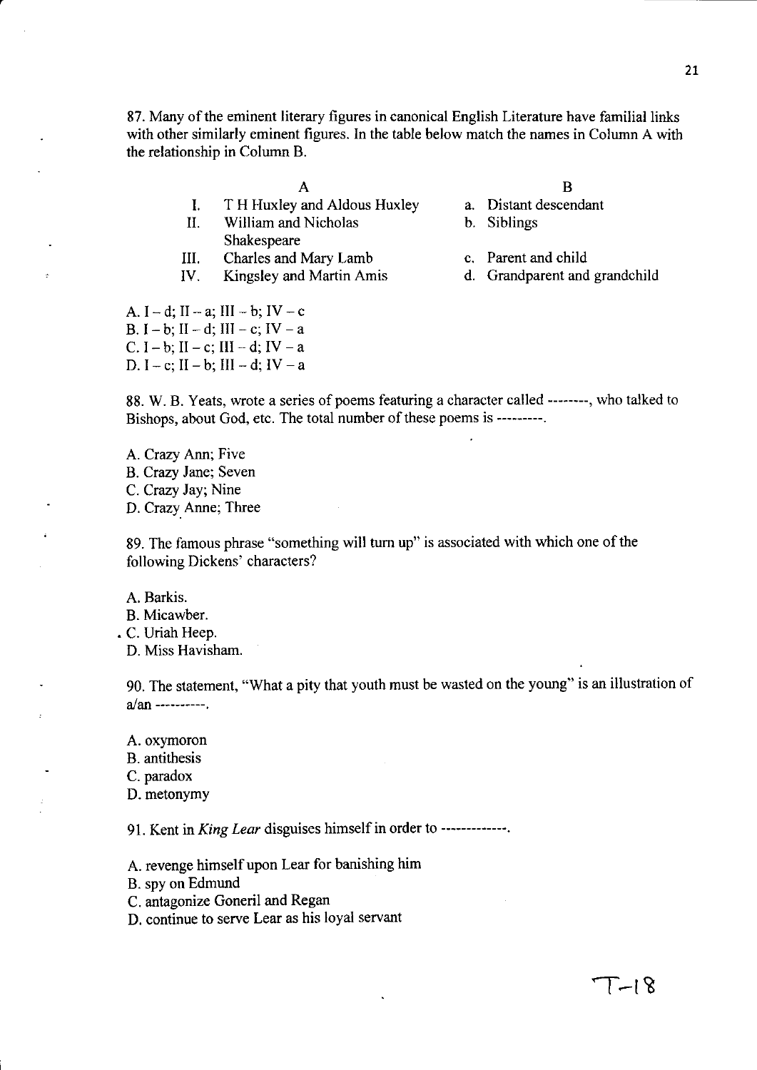87. Many of the eminent literary figures in canonical English Literature have familial links with other similarly eminent figures. In the table below match the names in Column A with the relationship in Column B.

| | A | | B |
|---|---|---|---|
| I. | T H Huxley and Aldous Huxley | a. | Distant descendant |
| II. | William and Nicholas Shakespeare | b. | Siblings |
| III. | Charles and Mary Lamb | c. | Parent and child |
| IV. | Kingsley and Martin Amis | d. | Grandparent and grandchild |

A. I – d; II – a; III – b; IV – c
B. I – b; II – d; III – c; IV – a
C. I – b; II – c; III – d; IV – a
D. I – c; II – b; III – d; IV – a

88. W. B. Yeats, wrote a series of poems featuring a character called --------, who talked to Bishops, about God, etc. The total number of these poems is ---------.

A. Crazy Ann; Five
B. Crazy Jane; Seven
C. Crazy Jay; Nine
D. Crazy Anne; Three

89. The famous phrase "something will turn up" is associated with which one of the following Dickens' characters?

A. Barkis.
B. Micawber.
C. Uriah Heep.
D. Miss Havisham.

90. The statement, "What a pity that youth must be wasted on the young" is an illustration of a/an ----------.

A. oxymoron
B. antithesis
C. paradox
D. metonymy

91. Kent in *King Lear* disguises himself in order to -------------.

A. revenge himself upon Lear for banishing him
B. spy on Edmund
C. antagonize Goneril and Regan
D. continue to serve Lear as his loyal servant

T-18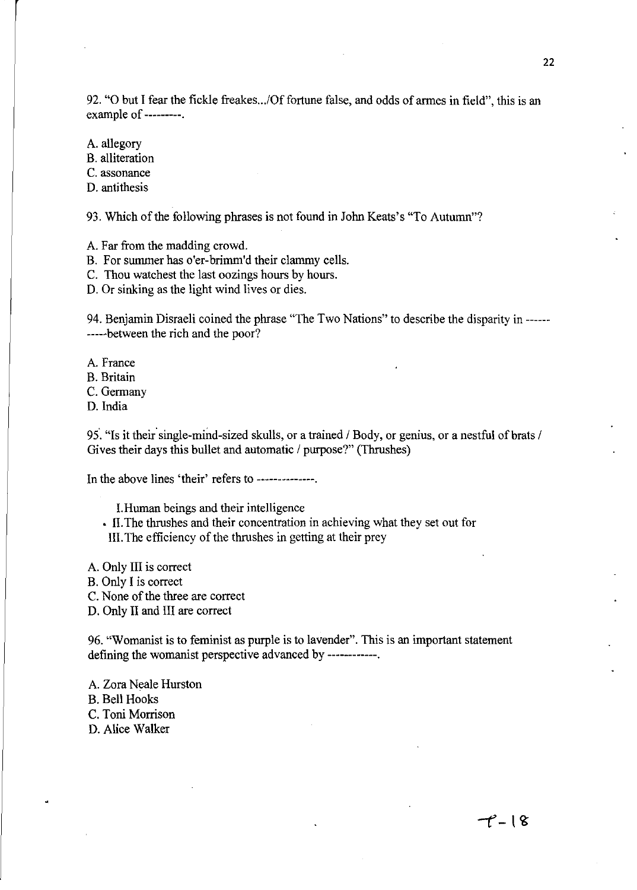92. "O but I fear the fickle freakes.../Of fortune false, and odds of armes in field", this is an example of ---------.

A. allegory
B. alliteration
C. assonance
D. antithesis

93. Which of the following phrases is not found in John Keats's "To Autumn"?

A. Far from the madding crowd.
B. For summer has o'er-brimm'd their clammy cells.
C. Thou watchest the last oozings hours by hours.
D. Or sinking as the light wind lives or dies.

94. Benjamin Disraeli coined the phrase "The Two Nations" to describe the disparity in -----------between the rich and the poor?

A. France
B. Britain
C. Germany
D. India

95. "Is it their single-mind-sized skulls, or a trained / Body, or genius, or a nestful of brats / Gives their days this bullet and automatic / purpose?" (Thrushes)

In the above lines 'their' refers to --------------.

I. Human beings and their intelligence
II. The thrushes and their concentration in achieving what they set out for
III. The efficiency of the thrushes in getting at their prey

A. Only III is correct
B. Only I is correct
C. None of the three are correct
D. Only II and III are correct

96. "Womanist is to feminist as purple is to lavender". This is an important statement defining the womanist perspective advanced by ------------.

A. Zora Neale Hurston
B. Bell Hooks
C. Toni Morrison
D. Alice Walker

T-18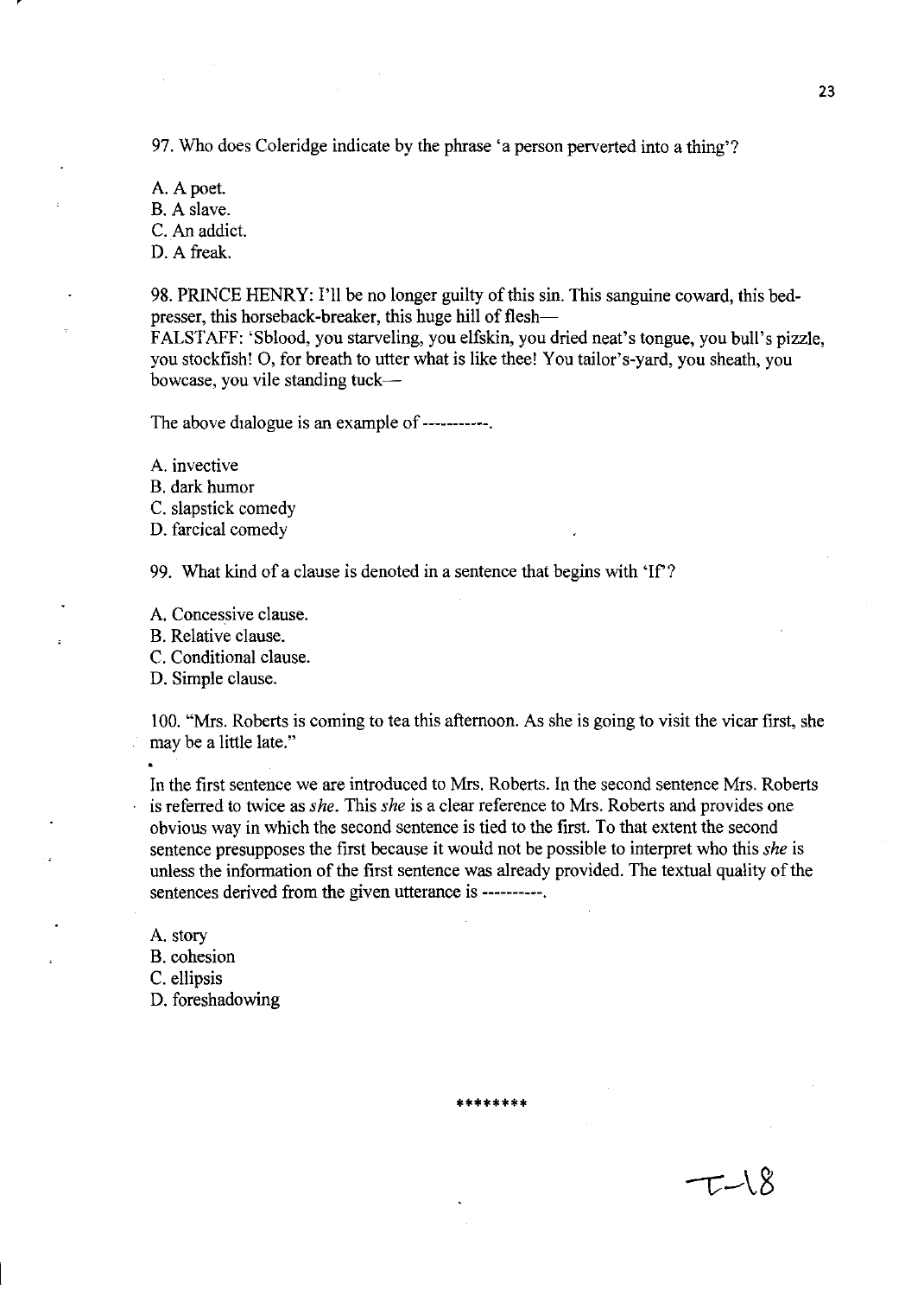97. Who does Coleridge indicate by the phrase 'a person perverted into a thing'?

A. A poet.
B. A slave.
C. An addict.
D. A freak.

98. PRINCE HENRY: I'll be no longer guilty of this sin. This sanguine coward, this bed-presser, this horseback-breaker, this huge hill of flesh—
FALSTAFF: 'Sblood, you starveling, you elfskin, you dried neat's tongue, you bull's pizzle, you stockfish! O, for breath to utter what is like thee! You tailor's-yard, you sheath, you bowcase, you vile standing tuck—

The above dialogue is an example of -----------.

A. invective
B. dark humor
C. slapstick comedy
D. farcical comedy

99. What kind of a clause is denoted in a sentence that begins with 'If'?

A. Concessive clause.
B. Relative clause.
C. Conditional clause.
D. Simple clause.

100. "Mrs. Roberts is coming to tea this afternoon. As she is going to visit the vicar first, she may be a little late."

In the first sentence we are introduced to Mrs. Roberts. In the second sentence Mrs. Roberts is referred to twice as *she*. This *she* is a clear reference to Mrs. Roberts and provides one obvious way in which the second sentence is tied to the first. To that extent the second sentence presupposes the first because it would not be possible to interpret who this *she* is unless the information of the first sentence was already provided. The textual quality of the sentences derived from the given utterance is ----------.

A. story
B. cohesion
C. ellipsis
D. foreshadowing

********

T-18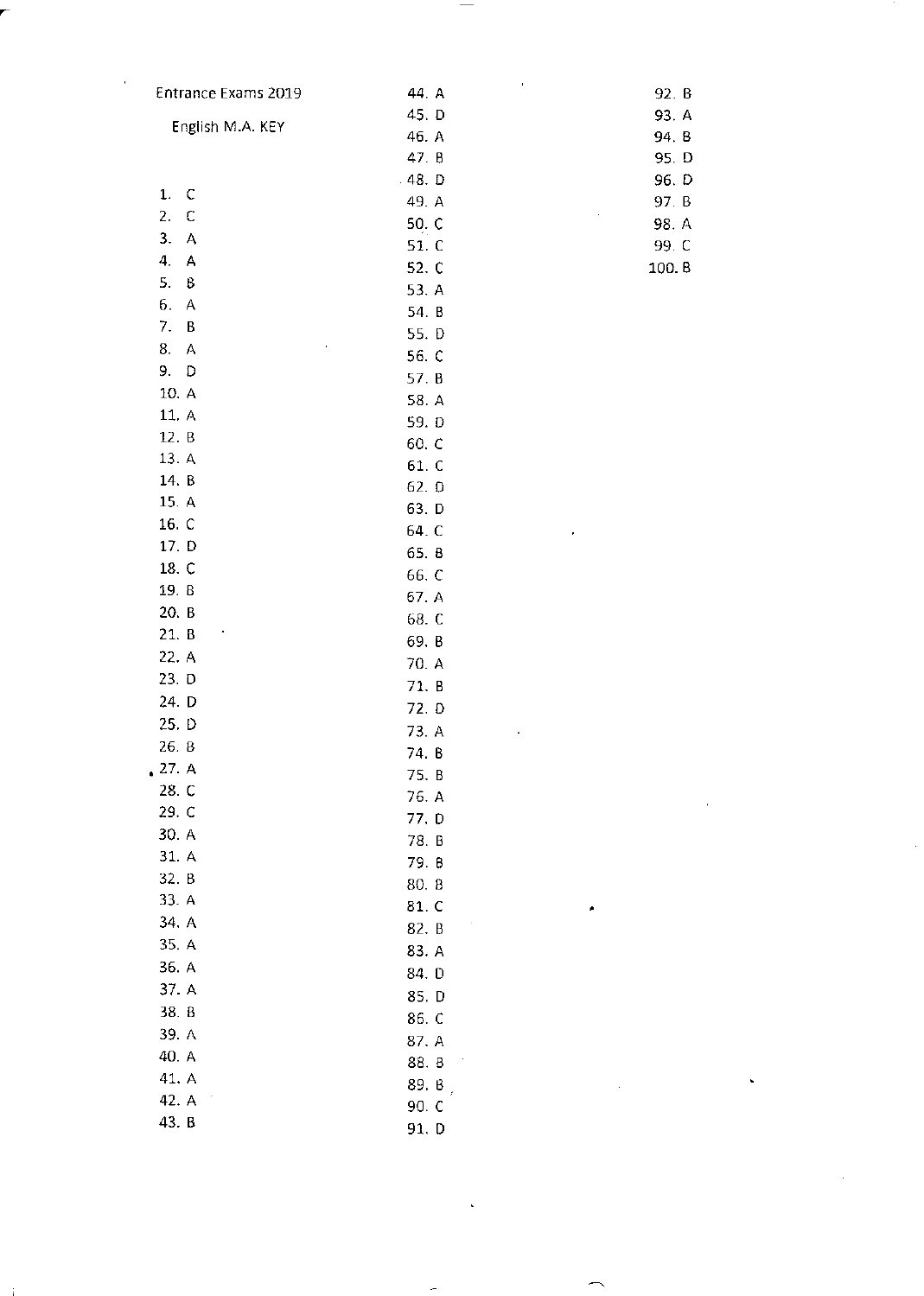Entrance Exams 2019

English M.A. KEY

1. C
2. C
3. A
4. A
5. B
6. A
7. B
8. A
9. D
10. A
11. A
12. B
13. A
14. B
15. A
16. C
17. D
18. C
19. B
20. B
21. B
22. A
23. D
24. D
25. D
26. B
27. A
28. C
29. C
30. A
31. A
32. B
33. A
34. A
35. A
36. A
37. A
38. B
39. A
40. A
41. A
42. A
43. B
44. A
45. D
46. A
47. B
48. D
49. A
50. C
51. C
52. C
53. A
54. B
55. D
56. C
57. B
58. A
59. D
60. C
61. C
62. D
63. D
64. C
65. B
66. C
67. A
68. C
69. B
70. A
71. B
72. D
73. A
74. B
75. B
76. A
77. D
78. B
79. B
80. B
81. C
82. B
83. A
84. D
85. D
86. C
87. A
88. B
89. B
90. C
91. D
92. B
93. A
94. B
95. D
96. D
97. B
98. A
99. C
100. B